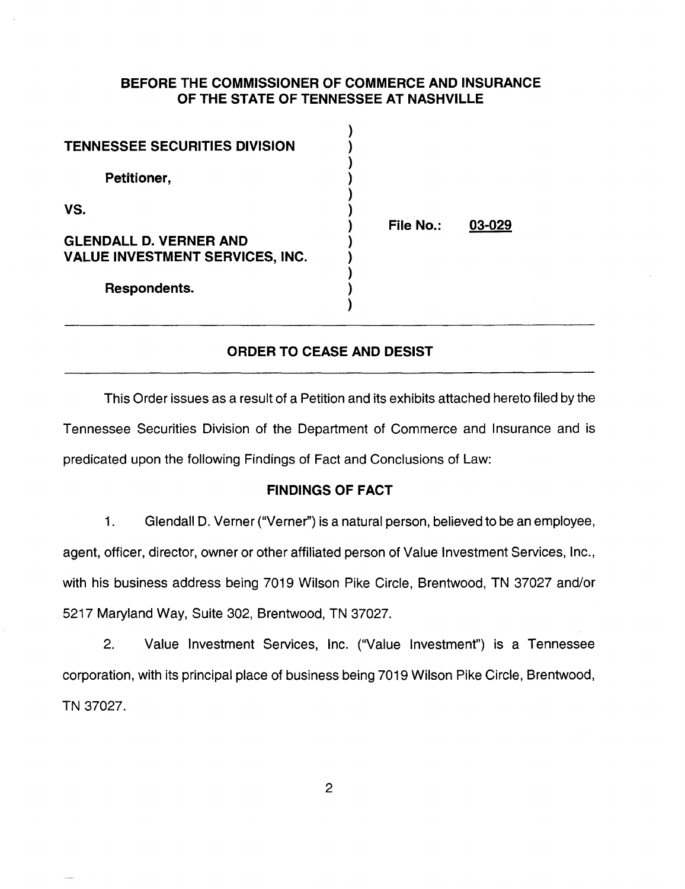**BEFORE THE COMMISSIONER OF COMMERCE AND INSURANCE OF THE STATE OF TENNESSEE AT NASHVILLE**

**TENNESSEE SECURITIES DIVISION**

**Petitioner,**

**VS.**

**GLENDALL D. VERNER AND VALUE INVESTMENT SERVICES, INC.**

**Respondents.**

**File No.: 03-029**

## ORDER TO CEASE AND DESIST

This Order issues as a result of a Petition and its exhibits attached hereto filed by the Tennessee Securities Division of the Department of Commerce and Insurance and is predicated upon the following Findings of Fact and Conclusions of Law:

### FINDINGS OF FACT

1. Glendall D. Verner ("Verner") is a natural person, believed to be an employee, agent, officer, director, owner or other affiliated person of Value Investment Services, Inc., with his business address being 7019 Wilson Pike Circle, Brentwood, TN 37027 and/or 5217 Maryland Way, Suite 302, Brentwood, TN 37027.

2. Value Investment Services, Inc. ("Value Investment") is a Tennessee corporation, with its principal place of business being 7019 Wilson Pike Circle, Brentwood, TN 37027.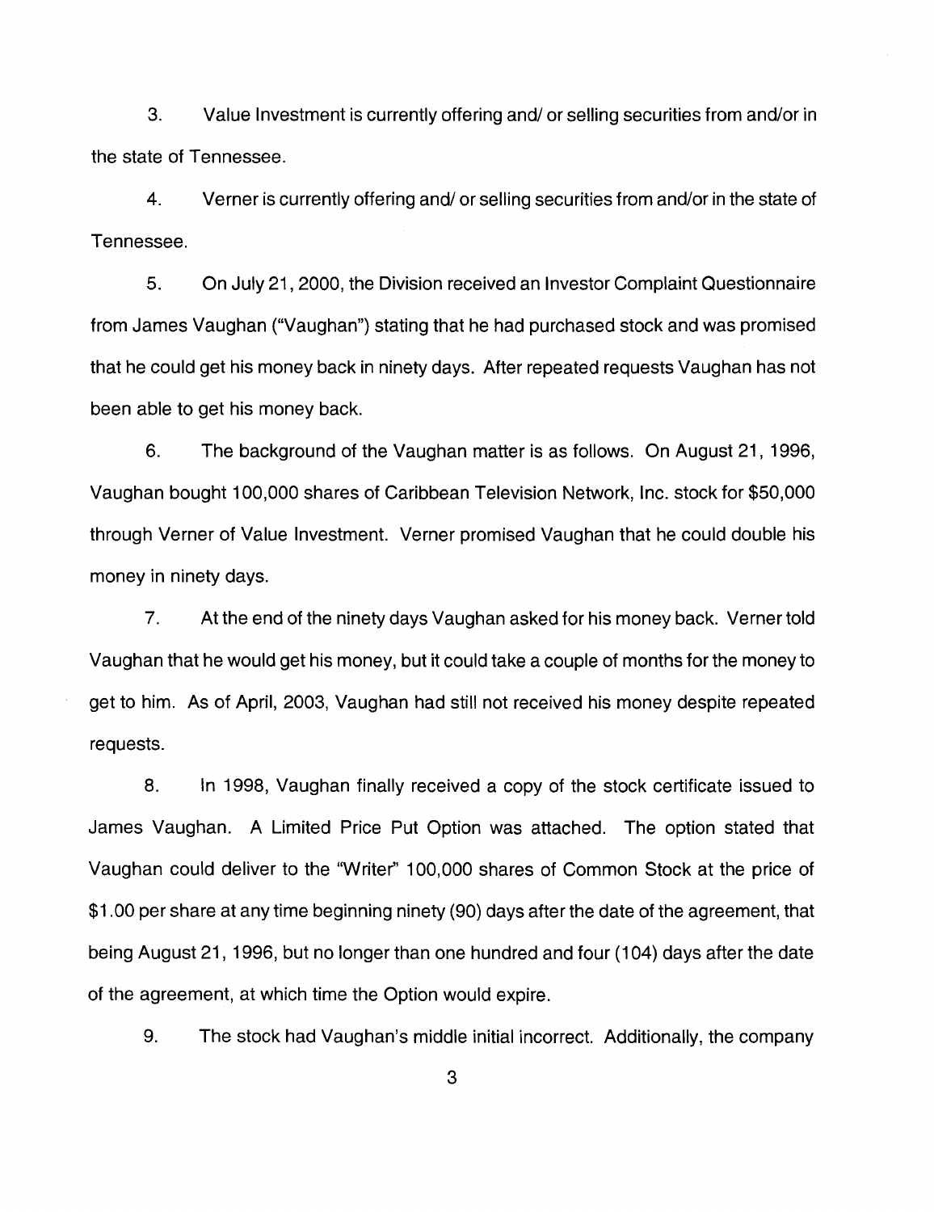3. Value Investment is currently offering and/ or selling securities from and/or in the state of Tennessee.

4. Verner is currently offering and/ or selling securities from and/or in the state of Tennessee.

5. On July 21, 2000, the Division received an Investor Complaint Questionnaire from James Vaughan ("Vaughan") stating that he had purchased stock and was promised that he could get his money back in ninety days. After repeated requests Vaughan has not been able to get his money back.

6. The background of the Vaughan matter is as follows. On August 21, 1996, Vaughan bought 100,000 shares of Caribbean Television Network, Inc. stock for $50,000 through Verner of Value Investment. Verner promised Vaughan that he could double his money in ninety days.

7. At the end of the ninety days Vaughan asked for his money back. Verner told Vaughan that he would get his money, but it could take a couple of months for the money to get to him. As of April, 2003, Vaughan had still not received his money despite repeated requests.

8. In 1998, Vaughan finally received a copy of the stock certificate issued to James Vaughan. A Limited Price Put Option was attached. The option stated that Vaughan could deliver to the "Writer" 100,000 shares of Common Stock at the price of $1.00 per share at any time beginning ninety (90) days after the date of the agreement, that being August 21, 1996, but no longer than one hundred and four (104) days after the date of the agreement, at which time the Option would expire.

9. The stock had Vaughan's middle initial incorrect. Additionally, the company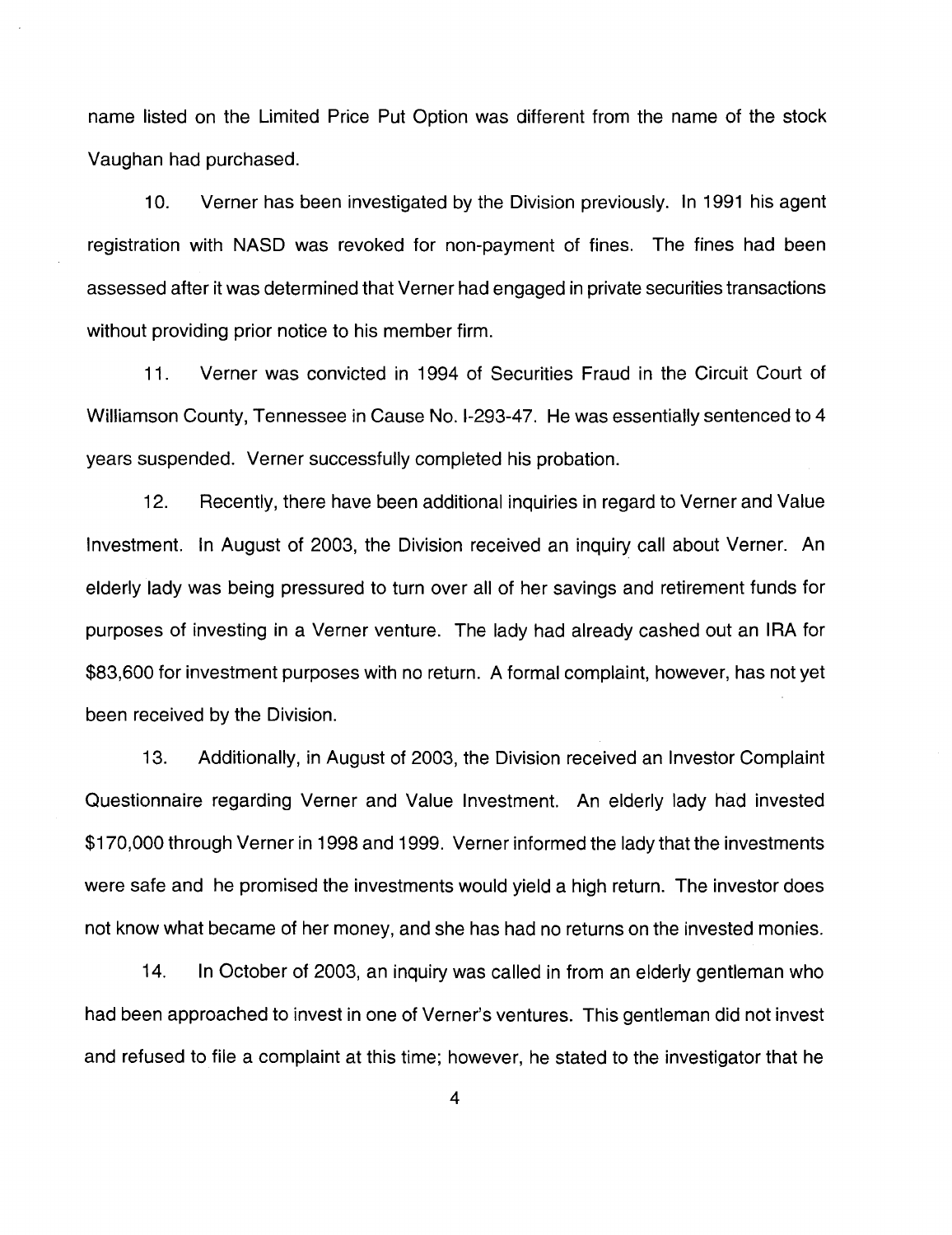name listed on the Limited Price Put Option was different from the name of the stock Vaughan had purchased.

10. Verner has been investigated by the Division previously. In 1991 his agent registration with NASD was revoked for non-payment of fines. The fines had been assessed after it was determined that Verner had engaged in private securities transactions without providing prior notice to his member firm.

11. Verner was convicted in 1994 of Securities Fraud in the Circuit Court of Williamson County, Tennessee in Cause No. I-293-47. He was essentially sentenced to 4 years suspended. Verner successfully completed his probation.

12. Recently, there have been additional inquiries in regard to Verner and Value Investment. In August of 2003, the Division received an inquiry call about Verner. An elderly lady was being pressured to turn over all of her savings and retirement funds for purposes of investing in a Verner venture. The lady had already cashed out an IRA for $83,600 for investment purposes with no return. A formal complaint, however, has not yet been received by the Division.

13. Additionally, in August of 2003, the Division received an Investor Complaint Questionnaire regarding Verner and Value Investment. An elderly lady had invested $170,000 through Verner in 1998 and 1999. Verner informed the lady that the investments were safe and he promised the investments would yield a high return. The investor does not know what became of her money, and she has had no returns on the invested monies.

14. In October of 2003, an inquiry was called in from an elderly gentleman who had been approached to invest in one of Verner's ventures. This gentleman did not invest and refused to file a complaint at this time; however, he stated to the investigator that he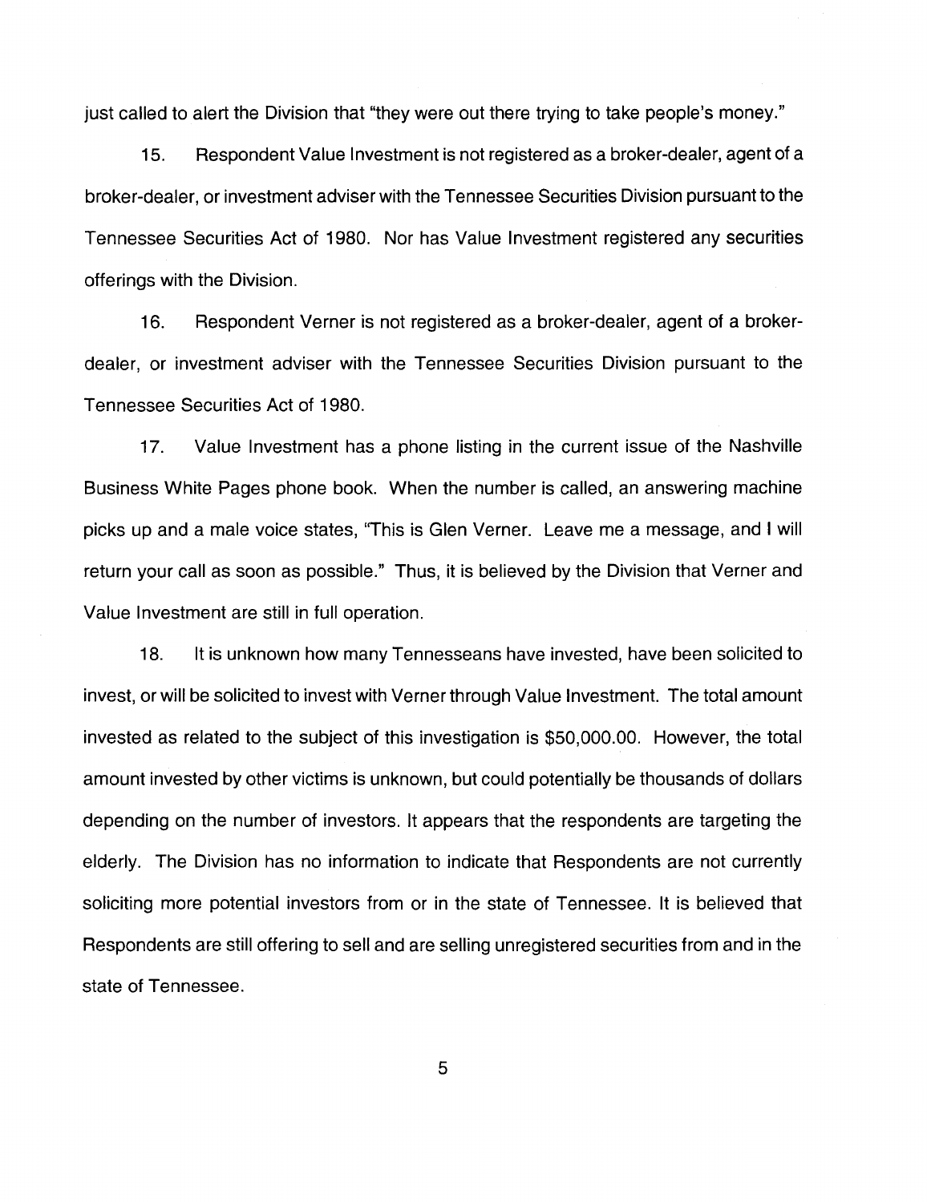just called to alert the Division that "they were out there trying to take people's money."

15. Respondent Value Investment is not registered as a broker-dealer, agent of a broker-dealer, or investment adviser with the Tennessee Securities Division pursuant to the Tennessee Securities Act of 1980. Nor has Value Investment registered any securities offerings with the Division.

16. Respondent Verner is not registered as a broker-dealer, agent of a broker-dealer, or investment adviser with the Tennessee Securities Division pursuant to the Tennessee Securities Act of 1980.

17. Value Investment has a phone listing in the current issue of the Nashville Business White Pages phone book. When the number is called, an answering machine picks up and a male voice states, "This is Glen Verner. Leave me a message, and I will return your call as soon as possible." Thus, it is believed by the Division that Verner and Value Investment are still in full operation.

18. It is unknown how many Tennesseans have invested, have been solicited to invest, or will be solicited to invest with Verner through Value Investment. The total amount invested as related to the subject of this investigation is $50,000.00. However, the total amount invested by other victims is unknown, but could potentially be thousands of dollars depending on the number of investors. It appears that the respondents are targeting the elderly. The Division has no information to indicate that Respondents are not currently soliciting more potential investors from or in the state of Tennessee. It is believed that Respondents are still offering to sell and are selling unregistered securities from and in the state of Tennessee.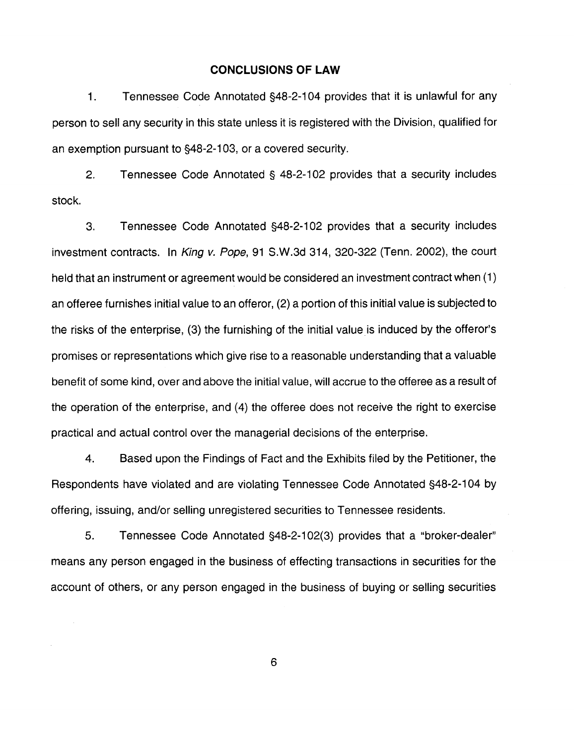## CONCLUSIONS OF LAW

1. Tennessee Code Annotated §48-2-104 provides that it is unlawful for any person to sell any security in this state unless it is registered with the Division, qualified for an exemption pursuant to §48-2-103, or a covered security.

2. Tennessee Code Annotated § 48-2-102 provides that a security includes stock.

3. Tennessee Code Annotated §48-2-102 provides that a security includes investment contracts. In *King v. Pope*, 91 S.W.3d 314, 320-322 (Tenn. 2002), the court held that an instrument or agreement would be considered an investment contract when (1) an offeree furnishes initial value to an offeror, (2) a portion of this initial value is subjected to the risks of the enterprise, (3) the furnishing of the initial value is induced by the offeror's promises or representations which give rise to a reasonable understanding that a valuable benefit of some kind, over and above the initial value, will accrue to the offeree as a result of the operation of the enterprise, and (4) the offeree does not receive the right to exercise practical and actual control over the managerial decisions of the enterprise.

4. Based upon the Findings of Fact and the Exhibits filed by the Petitioner, the Respondents have violated and are violating Tennessee Code Annotated §48-2-104 by offering, issuing, and/or selling unregistered securities to Tennessee residents.

5. Tennessee Code Annotated §48-2-102(3) provides that a "broker-dealer" means any person engaged in the business of effecting transactions in securities for the account of others, or any person engaged in the business of buying or selling securities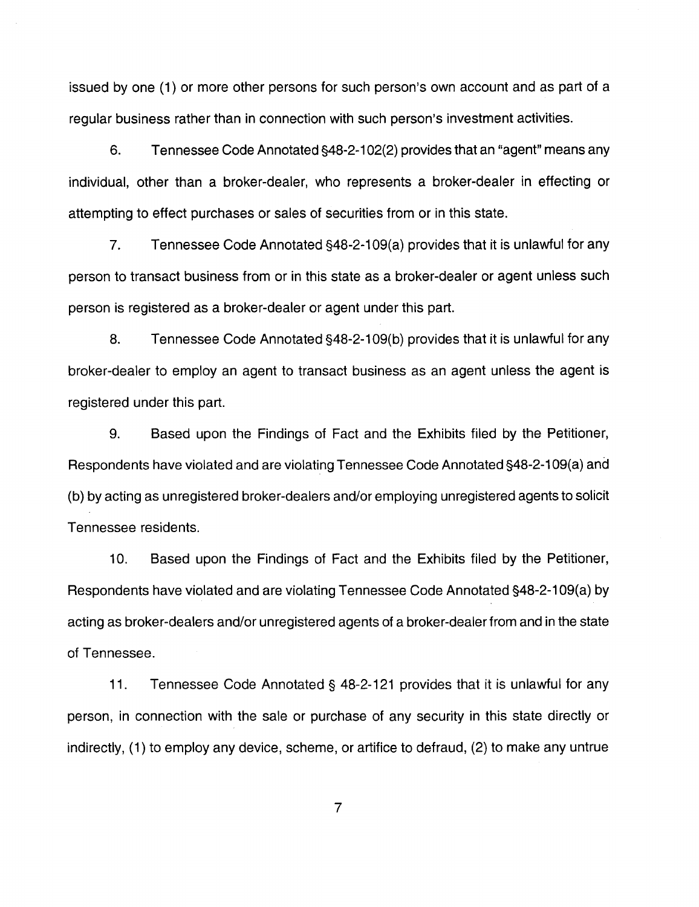issued by one (1) or more other persons for such person's own account and as part of a regular business rather than in connection with such person's investment activities.

6. Tennessee Code Annotated §48-2-102(2) provides that an "agent" means any individual, other than a broker-dealer, who represents a broker-dealer in effecting or attempting to effect purchases or sales of securities from or in this state.

7. Tennessee Code Annotated §48-2-109(a) provides that it is unlawful for any person to transact business from or in this state as a broker-dealer or agent unless such person is registered as a broker-dealer or agent under this part.

8. Tennessee Code Annotated §48-2-109(b) provides that it is unlawful for any broker-dealer to employ an agent to transact business as an agent unless the agent is registered under this part.

9. Based upon the Findings of Fact and the Exhibits filed by the Petitioner, Respondents have violated and are violating Tennessee Code Annotated §48-2-109(a) and (b) by acting as unregistered broker-dealers and/or employing unregistered agents to solicit Tennessee residents.

10. Based upon the Findings of Fact and the Exhibits filed by the Petitioner, Respondents have violated and are violating Tennessee Code Annotated §48-2-109(a) by acting as broker-dealers and/or unregistered agents of a broker-dealer from and in the state of Tennessee.

11. Tennessee Code Annotated § 48-2-121 provides that it is unlawful for any person, in connection with the sale or purchase of any security in this state directly or indirectly, (1) to employ any device, scheme, or artifice to defraud, (2) to make any untrue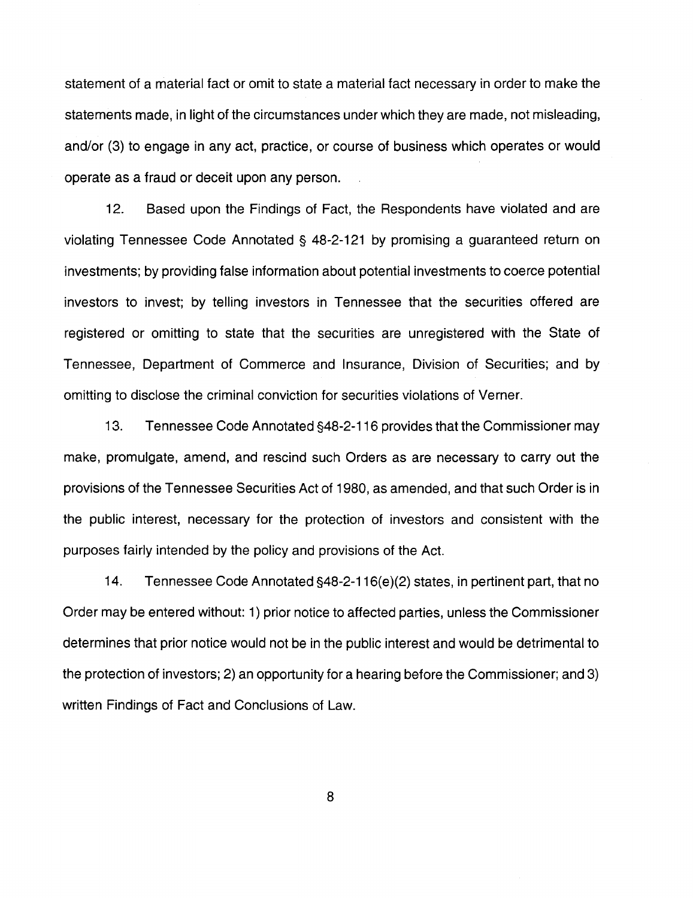statement of a material fact or omit to state a material fact necessary in order to make the statements made, in light of the circumstances under which they are made, not misleading, and/or (3) to engage in any act, practice, or course of business which operates or would operate as a fraud or deceit upon any person.

12. Based upon the Findings of Fact, the Respondents have violated and are violating Tennessee Code Annotated § 48-2-121 by promising a guaranteed return on investments; by providing false information about potential investments to coerce potential investors to invest; by telling investors in Tennessee that the securities offered are registered or omitting to state that the securities are unregistered with the State of Tennessee, Department of Commerce and Insurance, Division of Securities; and by omitting to disclose the criminal conviction for securities violations of Verner.

13. Tennessee Code Annotated §48-2-116 provides that the Commissioner may make, promulgate, amend, and rescind such Orders as are necessary to carry out the provisions of the Tennessee Securities Act of 1980, as amended, and that such Order is in the public interest, necessary for the protection of investors and consistent with the purposes fairly intended by the policy and provisions of the Act.

14. Tennessee Code Annotated §48-2-116(e)(2) states, in pertinent part, that no Order may be entered without: 1) prior notice to affected parties, unless the Commissioner determines that prior notice would not be in the public interest and would be detrimental to the protection of investors; 2) an opportunity for a hearing before the Commissioner; and 3) written Findings of Fact and Conclusions of Law.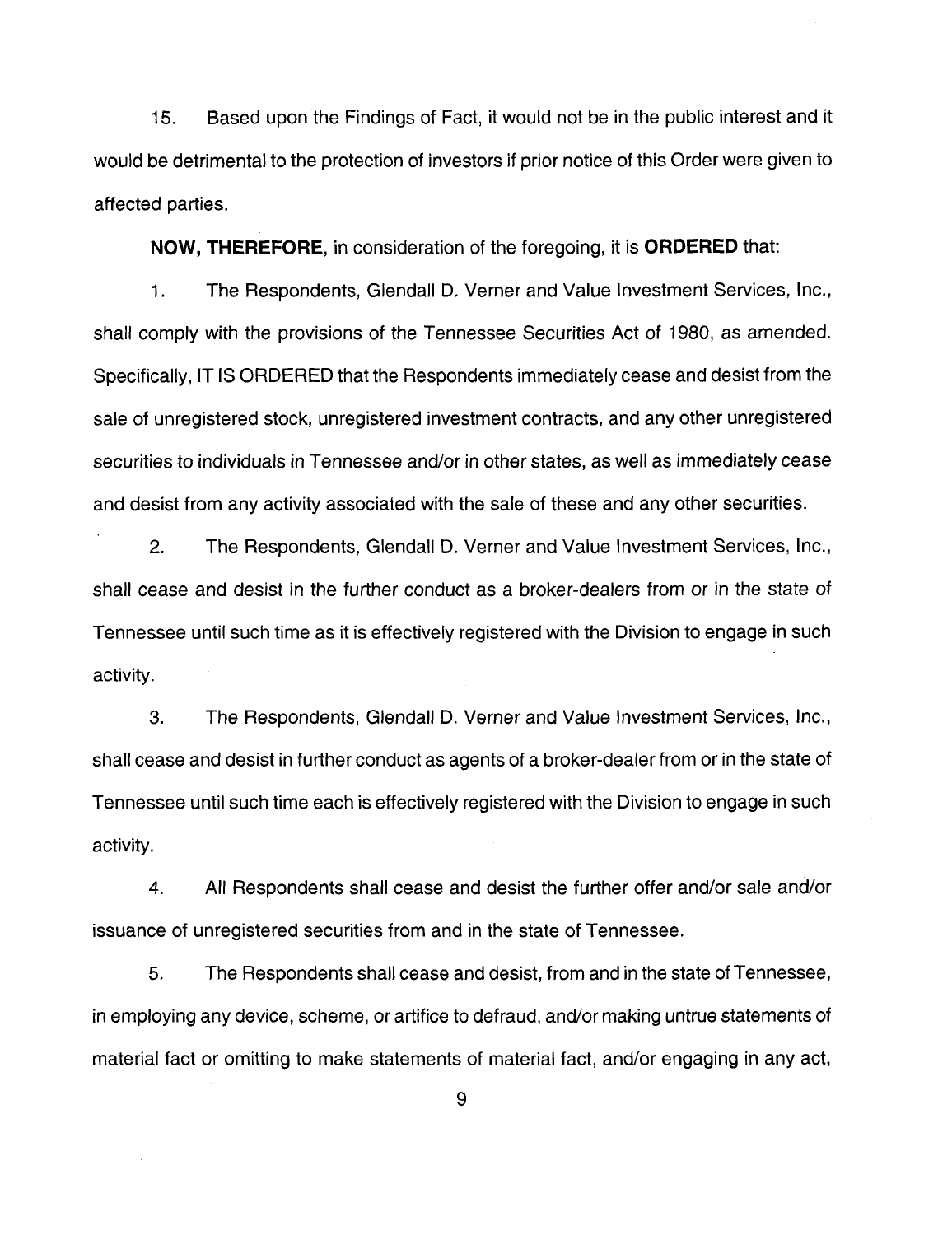15. Based upon the Findings of Fact, it would not be in the public interest and it would be detrimental to the protection of investors if prior notice of this Order were given to affected parties.

**NOW, THEREFORE,** in consideration of the foregoing, it is **ORDERED** that:

1. The Respondents, Glendall D. Verner and Value Investment Services, Inc., shall comply with the provisions of the Tennessee Securities Act of 1980, as amended. Specifically, IT IS ORDERED that the Respondents immediately cease and desist from the sale of unregistered stock, unregistered investment contracts, and any other unregistered securities to individuals in Tennessee and/or in other states, as well as immediately cease and desist from any activity associated with the sale of these and any other securities.

2. The Respondents, Glendall D. Verner and Value Investment Services, Inc., shall cease and desist in the further conduct as a broker-dealers from or in the state of Tennessee until such time as it is effectively registered with the Division to engage in such activity.

3. The Respondents, Glendall D. Verner and Value Investment Services, Inc., shall cease and desist in further conduct as agents of a broker-dealer from or in the state of Tennessee until such time each is effectively registered with the Division to engage in such activity.

4. All Respondents shall cease and desist the further offer and/or sale and/or issuance of unregistered securities from and in the state of Tennessee.

5. The Respondents shall cease and desist, from and in the state of Tennessee, in employing any device, scheme, or artifice to defraud, and/or making untrue statements of material fact or omitting to make statements of material fact, and/or engaging in any act,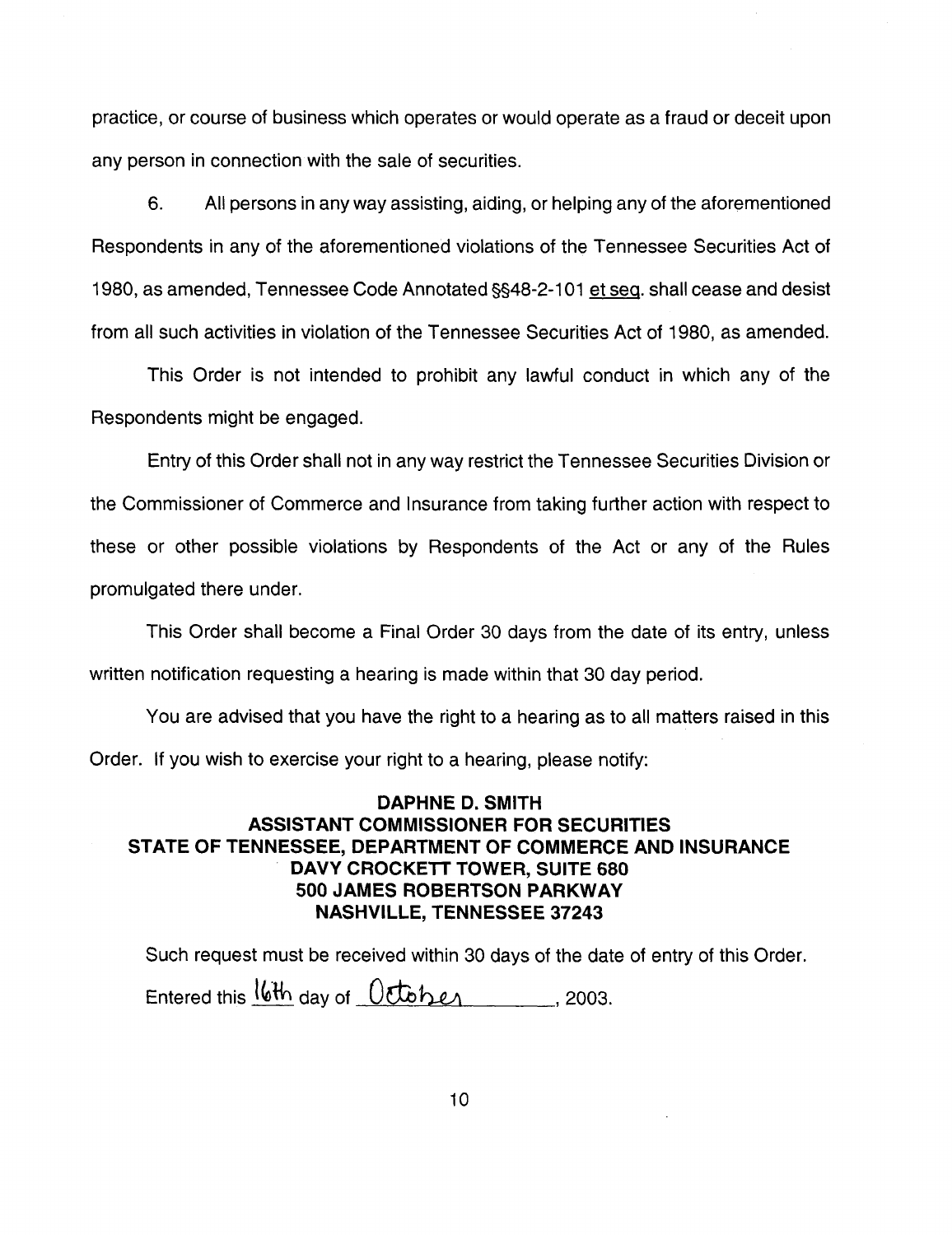practice, or course of business which operates or would operate as a fraud or deceit upon any person in connection with the sale of securities.

6. All persons in any way assisting, aiding, or helping any of the aforementioned Respondents in any of the aforementioned violations of the Tennessee Securities Act of 1980, as amended, Tennessee Code Annotated §§48-2-101 et seq. shall cease and desist from all such activities in violation of the Tennessee Securities Act of 1980, as amended.

This Order is not intended to prohibit any lawful conduct in which any of the Respondents might be engaged.

Entry of this Order shall not in any way restrict the Tennessee Securities Division or the Commissioner of Commerce and Insurance from taking further action with respect to these or other possible violations by Respondents of the Act or any of the Rules promulgated there under.

This Order shall become a Final Order 30 days from the date of its entry, unless written notification requesting a hearing is made within that 30 day period.

You are advised that you have the right to a hearing as to all matters raised in this Order. If you wish to exercise your right to a hearing, please notify:

**DAPHNE D. SMITH**
**ASSISTANT COMMISSIONER FOR SECURITIES**
**STATE OF TENNESSEE, DEPARTMENT OF COMMERCE AND INSURANCE**
**DAVY CROCKETT TOWER, SUITE 680**
**500 JAMES ROBERTSON PARKWAY**
**NASHVILLE, TENNESSEE 37243**

Such request must be received within 30 days of the date of entry of this Order.

Entered this 16th day of October, 2003.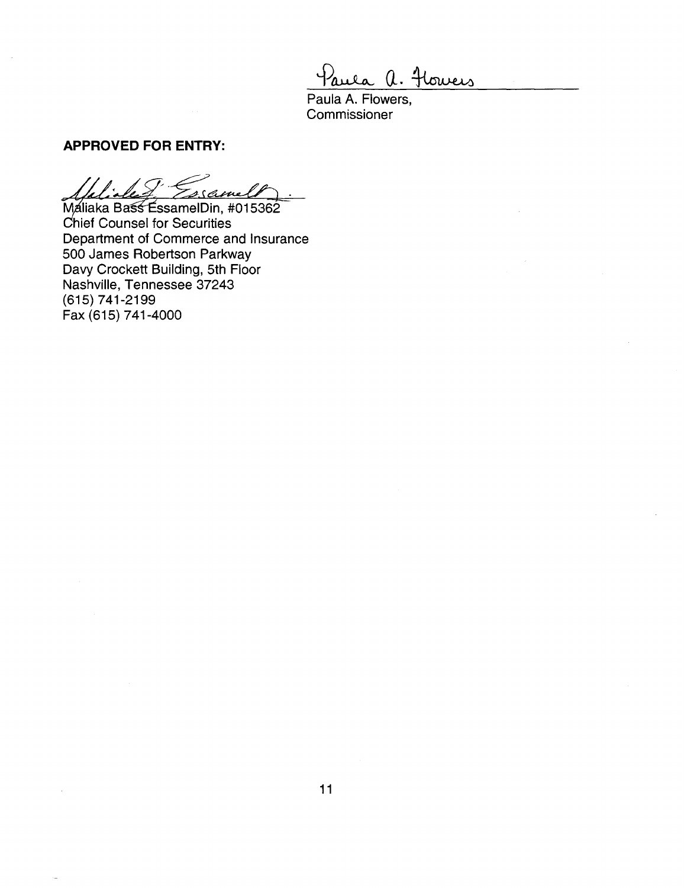Paula A. Flowers

Paula A. Flowers,
Commissioner

**APPROVED FOR ENTRY:**

Maliaka Bass EssamelDin, #015362
Chief Counsel for Securities
Department of Commerce and Insurance
500 James Robertson Parkway
Davy Crockett Building, 5th Floor
Nashville, Tennessee 37243
(615) 741-2199
Fax (615) 741-4000